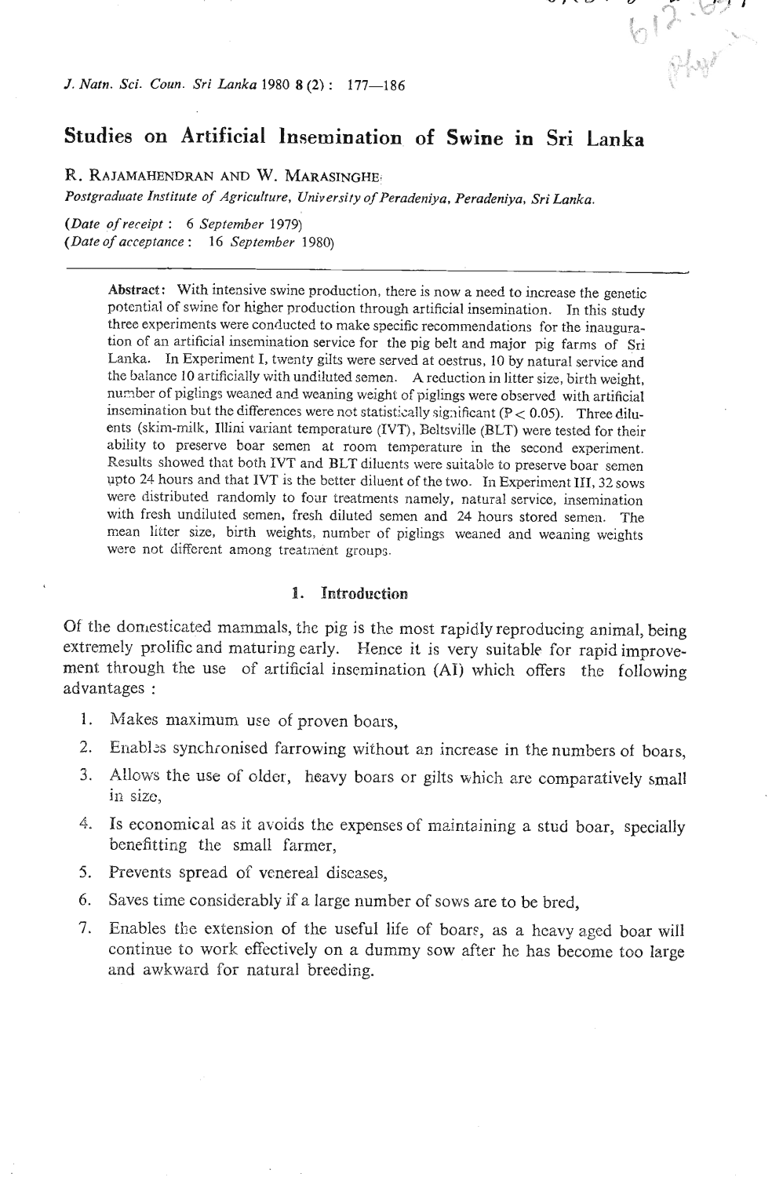# Studies on Artificial Insemination of Swine in Sri Lanka

R. RAJAMAHENDRAN AND W. MARASINGHE

*Postgraduate Institute of Agriculture, University of Peradeniya, Peradeniya, Sri Lanka.*

(*Date of receipt*: 6 September 1979)
(*Date of acceptance*: 16 September 1980)

**Abstract:** With intensive swine production, there is now a need to increase the genetic potential of swine for higher production through artificial insemination. In this study three experiments were conducted to make specific recommendations for the inauguration of an artificial insemination service for the pig belt and major pig farms of Sri Lanka. In Experiment I, twenty gilts were served at oestrus, 10 by natural service and the balance 10 artificially with undiluted semen. A reduction in litter size, birth weight, number of piglings weaned and weaning weight of piglings were observed with artificial insemination but the differences were not statistically significant ($P < 0.05$). Three diluents (skim-milk, Illini variant temperature (IVT), Beltsville (BLT) were tested for their ability to preserve boar semen at room temperature in the second experiment. Results showed that both IVT and BLT diluents were suitable to preserve boar semen upto 24 hours and that IVT is the better diluent of the two. In Experiment III, 32 sows were distributed randomly to four treatments namely, natural service, insemination with fresh undiluted semen, fresh diluted semen and 24 hours stored semen. The mean litter size, birth weights, number of piglings weaned and weaning weights were not different among treatment groups.

## 1. Introduction

Of the domesticated mammals, the pig is the most rapidly reproducing animal, being extremely prolific and maturing early. Hence it is very suitable for rapid improvement through the use of artificial insemination (AI) which offers the following advantages :

1. Makes maximum use of proven boars,
2. Enables synchronised farrowing without an increase in the numbers of boars,
3. Allows the use of older, heavy boars or gilts which are comparatively small in size,
4. Is economical as it avoids the expenses of maintaining a stud boar, specially benefitting the small farmer,
5. Prevents spread of venereal diseases,
6. Saves time considerably if a large number of sows are to be bred,
7. Enables the extension of the useful life of boars, as a heavy aged boar will continue to work effectively on a dummy sow after he has become too large and awkward for natural breeding.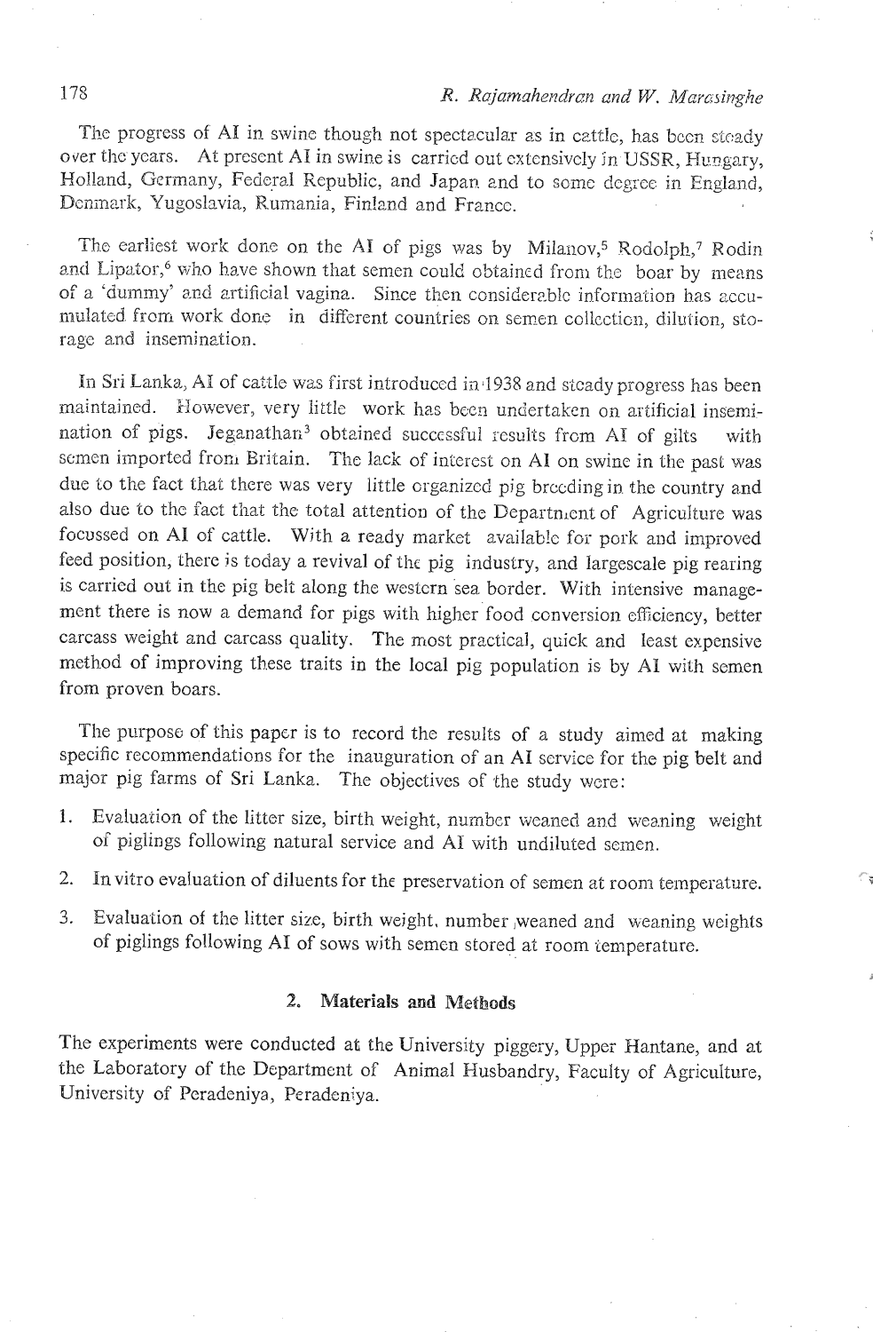The progress of AI in swine though not spectacular as in cattle, has been steady over the years. At present AI in swine is carried out extensively in USSR, Hungary, Holland, Germany, Federal Republic, and Japan and to some degree in England, Denmark, Yugoslavia, Rumania, Finland and France.

The earliest work done on the AI of pigs was by Milanov,[5] Rodolph,[7] Rodin and Lipator,[6] who have shown that semen could obtained from the boar by means of a 'dummy' and artificial vagina. Since then considerable information has accumulated from work done in different countries on semen collection, dilution, storage and insemination.

In Sri Lanka, AI of cattle was first introduced in 1938 and steady progress has been maintained. However, very little work has been undertaken on artificial insemination of pigs. Jeganathan[3] obtained successful results from AI of gilts with semen imported from Britain. The lack of interest on AI on swine in the past was due to the fact that there was very little organized pig breeding in the country and also due to the fact that the total attention of the Department of Agriculture was focussed on AI of cattle. With a ready market available for pork and improved feed position, there is today a revival of the pig industry, and largescale pig rearing is carried out in the pig belt along the western sea border. With intensive management there is now a demand for pigs with higher food conversion efficiency, better carcass weight and carcass quality. The most practical, quick and least expensive method of improving these traits in the local pig population is by AI with semen from proven boars.

The purpose of this paper is to record the results of a study aimed at making specific recommendations for the inauguration of an AI service for the pig belt and major pig farms of Sri Lanka. The objectives of the study were:

1. Evaluation of the litter size, birth weight, number weaned and weaning weight of piglings following natural service and AI with undiluted semen.
2. In vitro evaluation of diluents for the preservation of semen at room temperature.
3. Evaluation of the litter size, birth weight, number weaned and weaning weights of piglings following AI of sows with semen stored at room temperature.

## 2. Materials and Methods

The experiments were conducted at the University piggery, Upper Hantane, and at the Laboratory of the Department of Animal Husbandry, Faculty of Agriculture, University of Peradeniya, Peradeniya.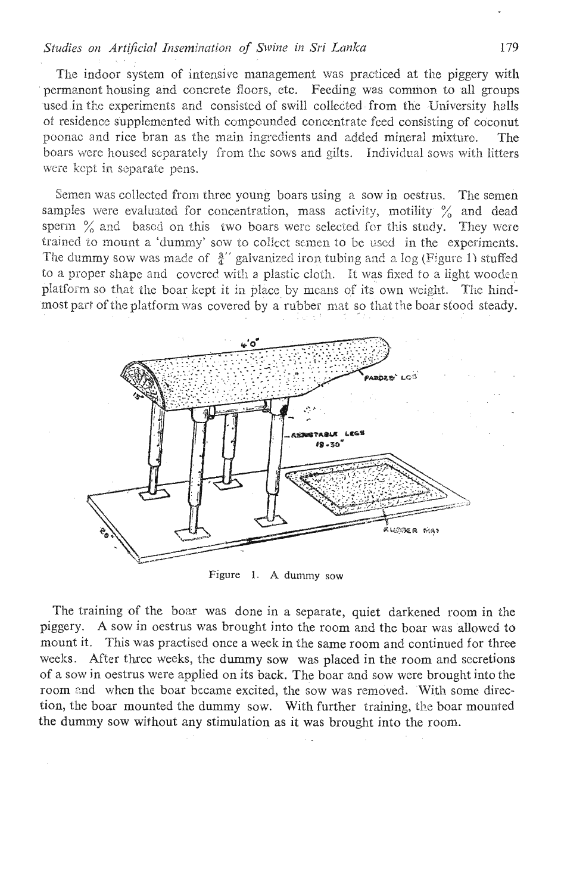The indoor system of intensive management was practiced at the piggery with permanent housing and concrete floors, etc. Feeding was common to all groups used in the experiments and consisted of swill collected from the University halls of residence supplemented with compounded concentrate feed consisting of coconut poonac and rice bran as the main ingredients and added mineral mixture. The boars were housed separately from the sows and gilts. Individual sows with litters were kept in separate pens.

Semen was collected from three young boars using a sow in oestrus. The semen samples were evaluated for concentration, mass activity, motility % and dead sperm % and based on this two boars were selected for this study. They were trained to mount a 'dummy' sow to collect semen to be used in the experiments. The dummy sow was made of $\frac{3}{4}''$ galvanized iron tubing and a log (Figure 1) stuffed to a proper shape and covered with a plastic cloth. It was fixed to a light wooden platform so that the boar kept it in place by means of its own weight. The hind-most part of the platform was covered by a rubber mat so that the boar stood steady.

Figure 1. A dummy sow

The training of the boar was done in a separate, quiet darkened room in the piggery. A sow in oestrus was brought into the room and the boar was allowed to mount it. This was practised once a week in the same room and continued for three weeks. After three weeks, the dummy sow was placed in the room and secretions of a sow in oestrus were applied on its back. The boar and sow were brought into the room and when the boar became excited, the sow was removed. With some direction, the boar mounted the dummy sow. With further training, the boar mounted the dummy sow without any stimulation as it was brought into the room.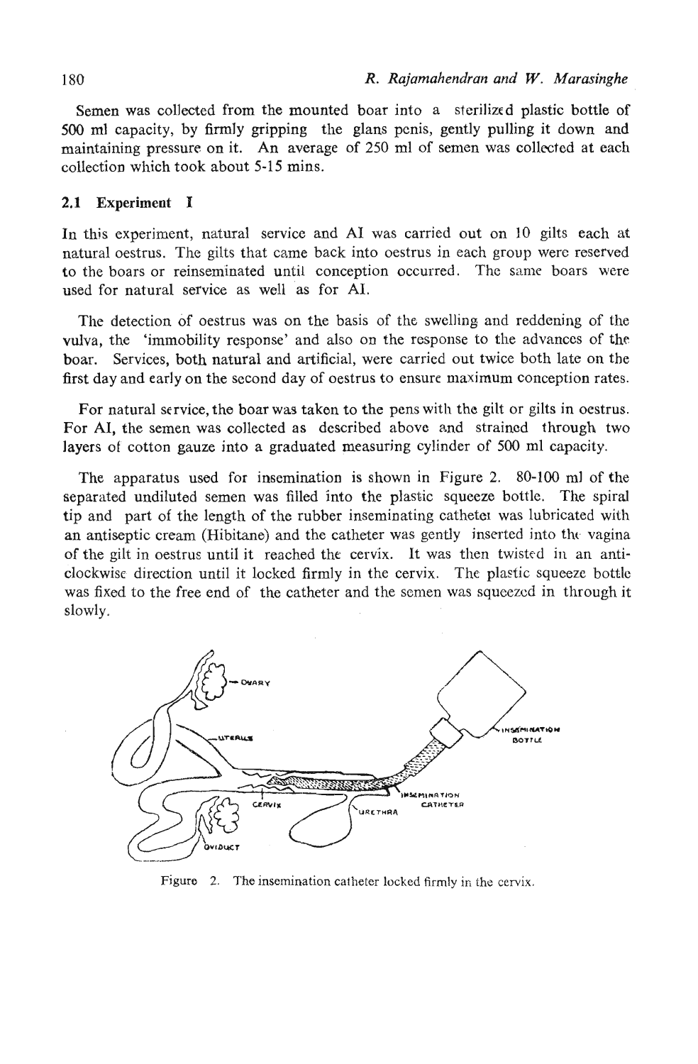Semen was collected from the mounted boar into a sterilized plastic bottle of 500 ml capacity, by firmly gripping the glans penis, gently pulling it down and maintaining pressure on it. An average of 250 ml of semen was collected at each collection which took about 5-15 mins.

### 2.1 Experiment I

In this experiment, natural service and AI was carried out on 10 gilts each at natural oestrus. The gilts that came back into oestrus in each group were reserved to the boars or reinseminated until conception occurred. The same boars were used for natural service as well as for AI.

The detection of oestrus was on the basis of the swelling and reddening of the vulva, the 'immobility response' and also on the response to the advances of the boar. Services, both natural and artificial, were carried out twice both late on the first day and early on the second day of oestrus to ensure maximum conception rates.

For natural service, the boar was taken to the pens with the gilt or gilts in oestrus. For AI, the semen was collected as described above and strained through two layers of cotton gauze into a graduated measuring cylinder of 500 ml capacity.

The apparatus used for insemination is shown in Figure 2. 80-100 ml of the separated undiluted semen was filled into the plastic squeeze bottle. The spiral tip and part of the length of the rubber inseminating catheter was lubricated with an antiseptic cream (Hibitane) and the catheter was gently inserted into the vagina of the gilt in oestrus until it reached the cervix. It was then twisted in an anti-clockwise direction until it locked firmly in the cervix. The plastic squeeze bottle was fixed to the free end of the catheter and the semen was squeezed in through it slowly.

Figure 2. The insemination catheter locked firmly in the cervix.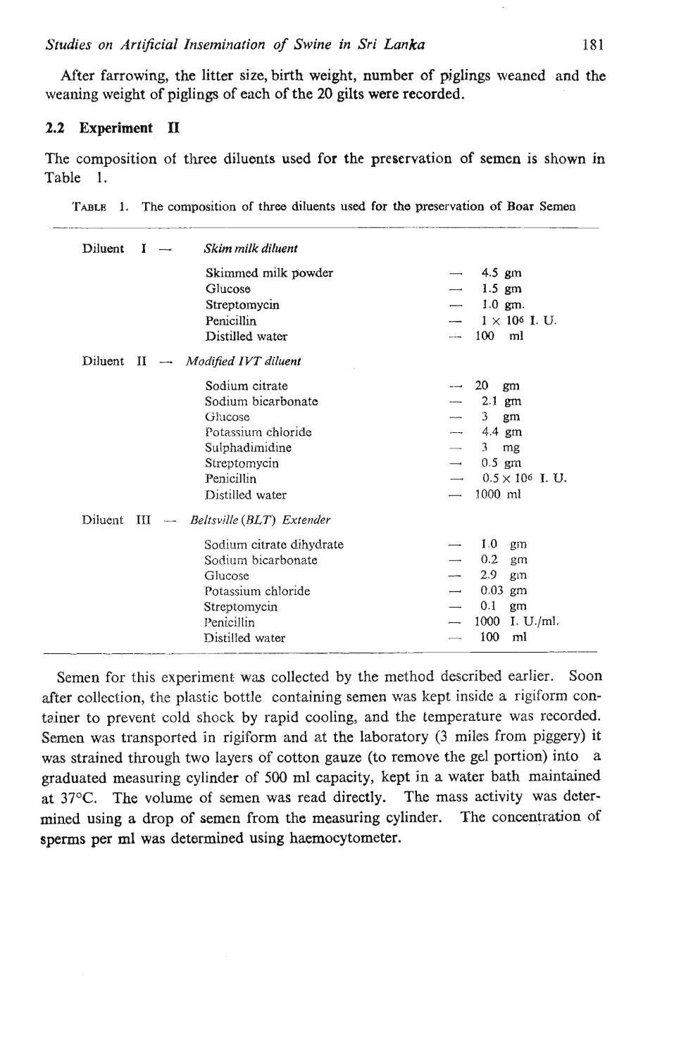After farrowing, the litter size, birth weight, number of piglings weaned and the weaning weight of piglings of each of the 20 gilts were recorded.

### 2.2 Experiment II

The composition of three diluents used for the preservation of semen is shown in Table 1.

TABLE 1. The composition of three diluents used for the preservation of Boar Semen

| | | |
|---|---|---|
| Diluent I — *Skim milk diluent* | | |
| | Skimmed milk powder | — 4.5 gm |
| | Glucose | — 1.5 gm |
| | Streptomycin | — 1.0 gm. |
| | Penicillin | — $1 \times 10^6$ I. U. |
| | Distilled water | — 100 ml |
| Diluent II — *Modified IVT diluent* | | |
| | Sodium citrate | — 20 gm |
| | Sodium bicarbonate | — 2.1 gm |
| | Glucose | — 3 gm |
| | Potassium chloride | — 4.4 gm |
| | Sulphadimidine | — 3 mg |
| | Streptomycin | — 0.5 gm |
| | Penicillin | — $0.5 \times 10^6$ I. U. |
| | Distilled water | — 1000 ml |
| Diluent III — *Beltsville (BLT) Extender* | | |
| | Sodium citrate dihydrate | — 1.0 gm |
| | Sodium bicarbonate | — 0.2 gm |
| | Glucose | — 2.9 gm |
| | Potassium chloride | — 0.03 gm |
| | Streptomycin | — 0.1 gm |
| | Penicillin | — 1000 I. U./ml. |
| | Distilled water | — 100 ml |

Semen for this experiment was collected by the method described earlier. Soon after collection, the plastic bottle containing semen was kept inside a rigiform container to prevent cold shock by rapid cooling, and the temperature was recorded. Semen was transported in rigiform and at the laboratory (3 miles from piggery) it was strained through two layers of cotton gauze (to remove the gel portion) into a graduated measuring cylinder of 500 ml capacity, kept in a water bath maintained at 37°C. The volume of semen was read directly. The mass activity was determined using a drop of semen from the measuring cylinder. The concentration of sperms per ml was determined using haemocytometer.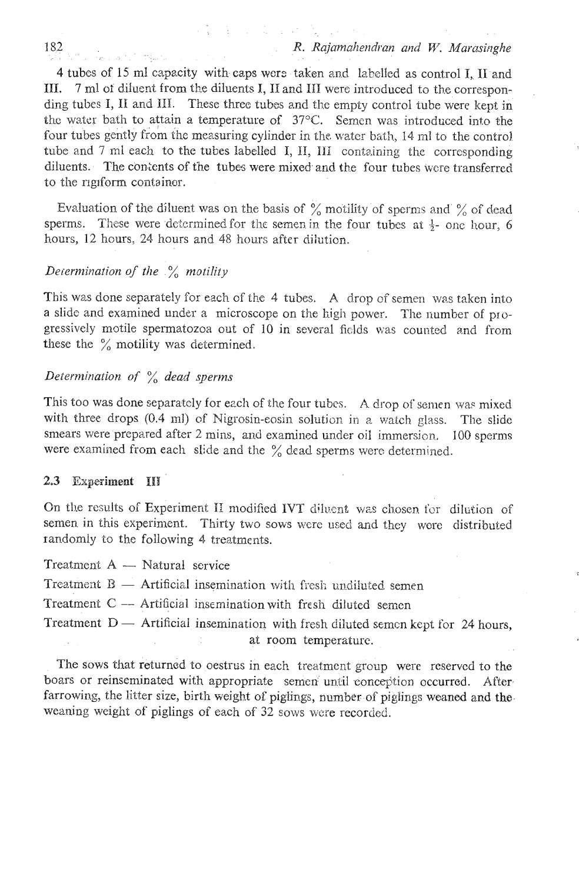4 tubes of 15 ml capacity with caps were taken and labelled as control I, II and III. 7 ml of diluent from the diluents I, II and III were introduced to the corresponding tubes I, II and III. These three tubes and the empty control tube were kept in the water bath to attain a temperature of 37°C. Semen was introduced into the four tubes gently from the measuring cylinder in the water bath, 14 ml to the control tube and 7 ml each to the tubes labelled I, II, III containing the corresponding diluents. The contents of the tubes were mixed and the four tubes were transferred to the rigiform container.

Evaluation of the diluent was on the basis of % motility of sperms and % of dead sperms. These were determined for the semen in the four tubes at ½- one hour, 6 hours, 12 hours, 24 hours and 48 hours after dilution.

*Determination of the % motility*

This was done separately for each of the 4 tubes. A drop of semen was taken into a slide and examined under a microscope on the high power. The number of progressively motile spermatozoa out of 10 in several fields was counted and from these the % motility was determined.

*Determination of % dead sperms*

This too was done separately for each of the four tubes. A drop of semen was mixed with three drops (0.4 ml) of Nigrosin-eosin solution in a watch glass. The slide smears were prepared after 2 mins, and examined under oil immersion. 100 sperms were examined from each slide and the % dead sperms were determined.

### 2.3 Experiment III

On the results of Experiment II modified IVT diluent was chosen for dilution of semen in this experiment. Thirty two sows were used and they were distributed randomly to the following 4 treatments.

Treatment A — Natural service

Treatment B — Artificial insemination with fresh undiluted semen

Treatment C — Artificial insemination with fresh diluted semen

Treatment D — Artificial insemination with fresh diluted semen kept for 24 hours, at room temperature.

The sows that returned to oestrus in each treatment group were reserved to the boars or reinseminated with appropriate semen until conception occurred. After farrowing, the litter size, birth weight of piglings, number of piglings weaned and the weaning weight of piglings of each of 32 sows were recorded.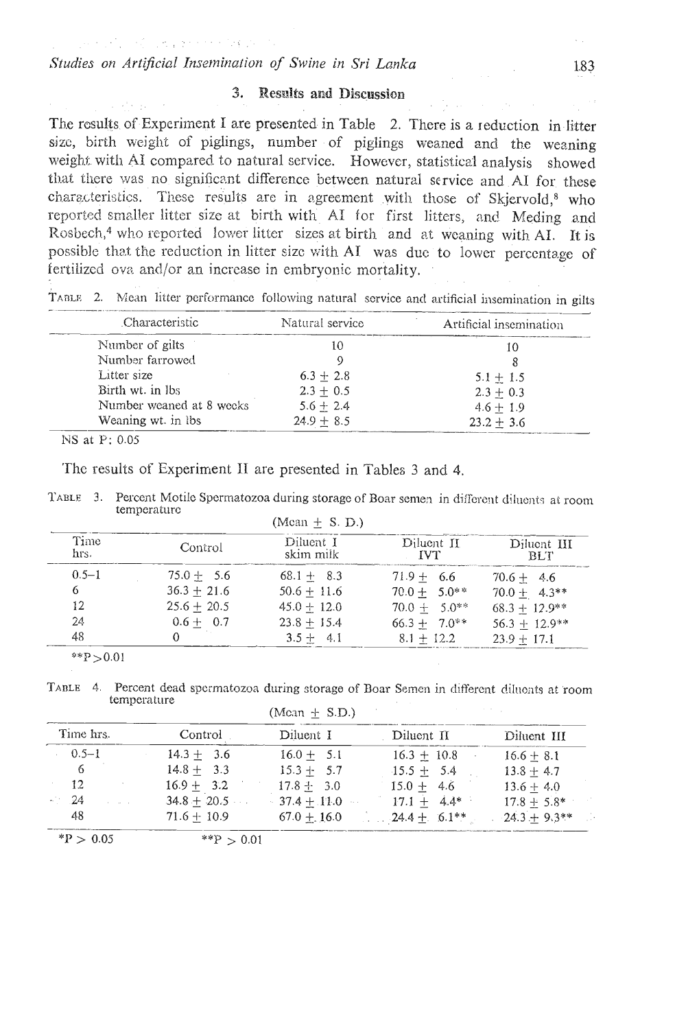## 3. Results and Discussion

The results of Experiment I are presented in Table 2. There is a reduction in litter size, birth weight of piglings, number of piglings weaned and the weaning weight with AI compared to natural service. However, statistical analysis showed that there was no significant difference between natural service and AI for these characteristics. These results are in agreement with those of Skjervold,[8] who reported smaller litter size at birth with AI for first litters, and Meding and Rosbech,[4] who reported lower litter sizes at birth and at weaning with AI. It is possible that the reduction in litter size with AI was due to lower percentage of fertilized ova and/or an increase in embryonic mortality.

TABLE 2. Mean litter performance following natural service and artificial insemination in gilts

| Characteristic | Natural service | Artificial insemination |
|---|---|---|
| Number of gilts | 10 | 10 |
| Number farrowed | 9 | 8 |
| Litter size | 6.3 ± 2.8 | 5.1 ± 1.5 |
| Birth wt. in lbs | 2.3 ± 0.5 | 2.3 ± 0.3 |
| Number weaned at 8 weeks | 5.6 ± 2.4 | 4.6 ± 1.9 |
| Weaning wt. in lbs | 24.9 ± 8.5 | 23.2 ± 3.6 |

NS at P: 0.05

The results of Experiment II are presented in Tables 3 and 4.

TABLE 3. Percent Motile Spermatozoa during storage of Boar semen in different diluents at room temperature

(Mean ± S. D.)

| Time hrs. | Control | Diluent I skim milk | Diluent II IVT | Diluent III BLT |
|---|---|---|---|---|
| 0.5–1 | 75.0 ± 5.6 | 68.1 ± 8.3 | 71.9 ± 6.6 | 70.6 ± 4.6 |
| 6 | 36.3 ± 21.6 | 50.6 ± 11.6 | 70.0 ± 5.0** | 70.0 ± 4.3** |
| 12 | 25.6 ± 20.5 | 45.0 ± 12.0 | 70.0 ± 5.0** | 68.3 ± 12.9** |
| 24 | 0.6 ± 0.7 | 23.8 ± 15.4 | 66.3 ± 7.0** | 56.3 ± 12.9** |
| 48 | 0 | 3.5 ± 4.1 | 8.1 ± 12.2 | 23.9 ± 17.1 |

**P>0.01

TABLE 4. Percent dead spermatozoa during storage of Boar Semen in different diluents at room temperature

(Mean ± S.D.)

| Time hrs. | Control | Diluent I | Diluent II | Diluent III |
|---|---|---|---|---|
| 0.5–1 | 14.3 ± 3.6 | 16.0 ± 5.1 | 16.3 ± 10.8 | 16.6 ± 8.1 |
| 6 | 14.8 ± 3.3 | 15.3 ± 5.7 | 15.5 ± 5.4 | 13.8 ± 4.7 |
| 12 | 16.9 ± 3.2 | 17.8 ± 3.0 | 15.0 ± 4.6 | 13.6 ± 4.0 |
| 24 | 34.8 ± 20.5 | 37.4 ± 11.0 | 17.1 ± 4.4* | 17.8 ± 5.8* |
| 48 | 71.6 ± 10.9 | 67.0 ± 16.0 | 24.4 ± 6.1** | 24.3 ± 9.3** |

*P > 0.05 **P > 0.01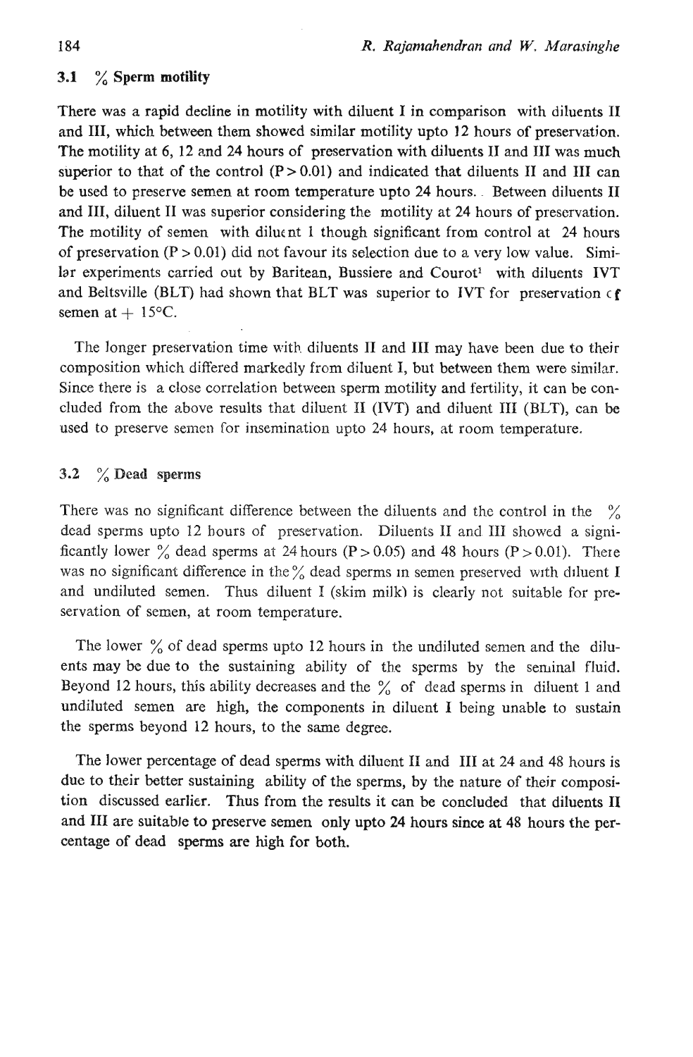### 3.1 % Sperm motility

There was a rapid decline in motility with diluent I in comparison with diluents II and III, which between them showed similar motility upto 12 hours of preservation. The motility at 6, 12 and 24 hours of preservation with diluents II and III was much superior to that of the control ($P > 0.01$) and indicated that diluents II and III can be used to preserve semen at room temperature upto 24 hours. Between diluents II and III, diluent II was superior considering the motility at 24 hours of preservation. The motility of semen with diluent I though significant from control at 24 hours of preservation ($P > 0.01$) did not favour its selection due to a very low value. Similar experiments carried out by Baritean, Bussiere and Courot[1] with diluents IVT and Beltsville (BLT) had shown that BLT was superior to IVT for preservation of semen at + 15°C.

The longer preservation time with diluents II and III may have been due to their composition which differed markedly from diluent I, but between them were similar. Since there is a close correlation between sperm motility and fertility, it can be concluded from the above results that diluent II (IVT) and diluent III (BLT), can be used to preserve semen for insemination upto 24 hours, at room temperature.

### 3.2 % Dead sperms

There was no significant difference between the diluents and the control in the % dead sperms upto 12 hours of preservation. Diluents II and III showed a significantly lower % dead sperms at 24 hours ($P > 0.05$) and 48 hours ($P > 0.01$). There was no significant difference in the % dead sperms in semen preserved with diluent I and undiluted semen. Thus diluent I (skim milk) is clearly not suitable for preservation of semen, at room temperature.

The lower % of dead sperms upto 12 hours in the undiluted semen and the diluents may be due to the sustaining ability of the sperms by the seminal fluid. Beyond 12 hours, this ability decreases and the % of dead sperms in diluent I and undiluted semen are high, the components in diluent I being unable to sustain the sperms beyond 12 hours, to the same degree.

The lower percentage of dead sperms with diluent II and III at 24 and 48 hours is due to their better sustaining ability of the sperms, by the nature of their composition discussed earlier. Thus from the results it can be concluded that diluents II and III are suitable to preserve semen only upto 24 hours since at 48 hours the percentage of dead sperms are high for both.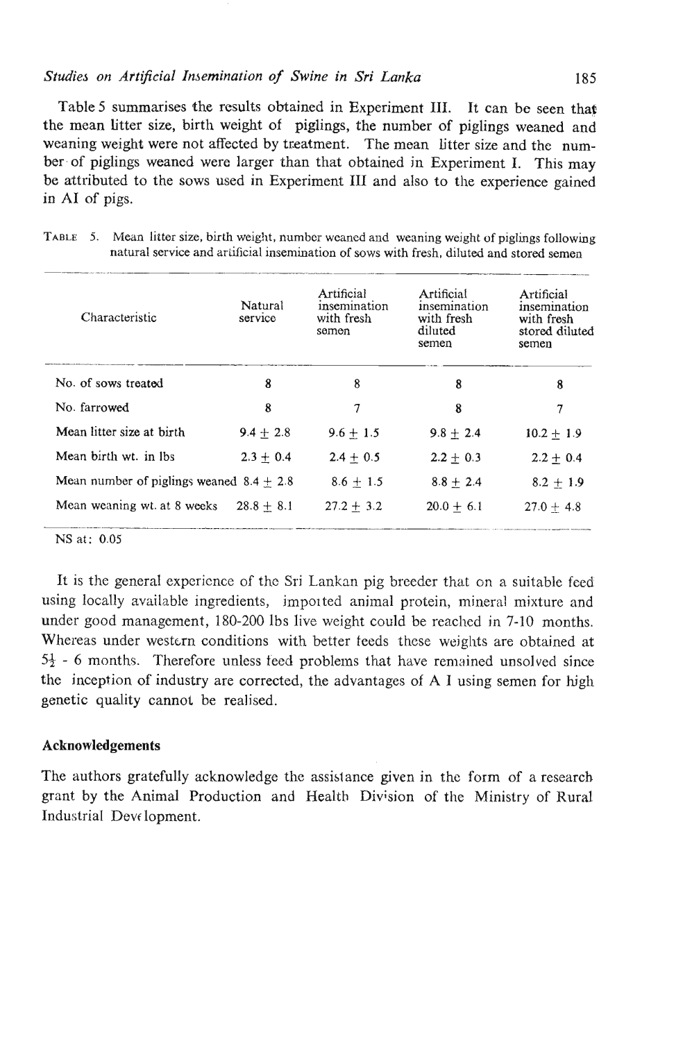Table 5 summarises the results obtained in Experiment III. It can be seen that the mean litter size, birth weight of piglings, the number of piglings weaned and weaning weight were not affected by treatment. The mean litter size and the number of piglings weaned were larger than that obtained in Experiment I. This may be attributed to the sows used in Experiment III and also to the experience gained in AI of pigs.

TABLE 5. Mean litter size, birth weight, number weaned and weaning weight of piglings following natural service and artificial insemination of sows with fresh, diluted and stored semen

| Characteristic | Natural service | Artificial insemination with fresh semen | Artificial insemination with fresh diluted semen | Artificial insemination with fresh stored diluted semen |
|---|---|---|---|---|
| No. of sows treated | 8 | 8 | 8 | 8 |
| No. farrowed | 8 | 7 | 8 | 7 |
| Mean litter size at birth | $9.4 \pm 2.8$ | $9.6 \pm 1.5$ | $9.8 \pm 2.4$ | $10.2 \pm 1.9$ |
| Mean birth wt. in lbs | $2.3 \pm 0.4$ | $2.4 \pm 0.5$ | $2.2 \pm 0.3$ | $2.2 \pm 0.4$ |
| Mean number of piglings weaned | $8.4 \pm 2.8$ | $8.6 \pm 1.5$ | $8.8 \pm 2.4$ | $8.2 \pm 1.9$ |
| Mean weaning wt. at 8 weeks | $28.8 \pm 8.1$ | $27.2 \pm 3.2$ | $20.0 \pm 6.1$ | $27.0 \pm 4.8$ |

NS at: 0.05

It is the general experience of the Sri Lankan pig breeder that on a suitable feed using locally available ingredients, imported animal protein, mineral mixture and under good management, 180-200 lbs live weight could be reached in 7-10 months. Whereas under western conditions with better feeds these weights are obtained at 5½ - 6 months. Therefore unless feed problems that have remained unsolved since the inception of industry are corrected, the advantages of A I using semen for high genetic quality cannot be realised.

### Acknowledgements

The authors gratefully acknowledge the assistance given in the form of a research grant by the Animal Production and Health Division of the Ministry of Rural Industrial Development.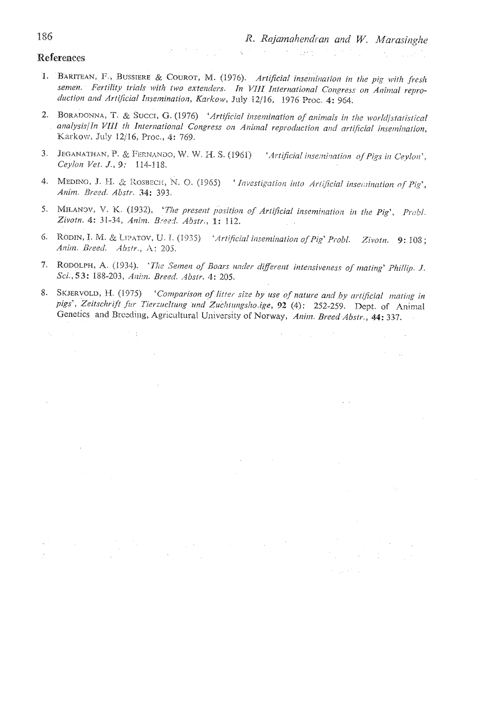## References

1. Bariteau, F., Bussiere & Courot, M. (1976). *Artificial insemination in the pig with fresh semen. Fertility trials with two extenders. In VIII International Congress on Animal reproduction and Artificial Insemination, Karkow*, July 12/16, 1976 Proc. **4:** 964.

2. Boradonna, T. & Succi, G. (1976) *'Artificial insemination of animals in the world/statistical analysis/In VIII th International Congress on Animal reproduction and artificial insemination*, Karkow, July 12/16, Proc., **4:** 769.

3. Jeganathan, P. & Fernando, W. W. H. S. (1961) *'Artificial insemination of Pigs in Ceylon', Ceylon Vet. J.*, **9:** 114-118.

4. Meding, J. H. & Rosbech, N. O. (1965) *'Investigation into Artificial insemination of Pig', Anim. Breed. Abstr.* **34:** 393.

5. Milanov, V. K. (1932), *'The present position of Artificial insemination in the Pig', Probl. Zivotn.* **4:** 31-34, *Anim. Breed. Abstr.*, **1:** 112.

6. Rodin, I. M. & Lipatov, U. I. (1935) *'Artificial insemination of Pig' Probl. Zivotn.* **9:** 108; *Anim. Breed. Abstr.*, A: 205.

7. Rodolph, A. (1934). *'The Semen of Boars under different intensiveness of mating' Phillip. J. Sci.*, **53:** 188-203, *Anim. Breed. Abstr.* **4:** 205.

8. Skjervold, H. (1975) *'Comparison of litter size by use of nature and by artificial mating in pigs', Zeitschrift fur Tierzucltung und Zuchtungsho.ige*, **92** (4): 252-259. Dept. of Animal Genetics and Breeding, Agricultural University of Norway, *Anim. Breed Abstr.*, **44:** 337.